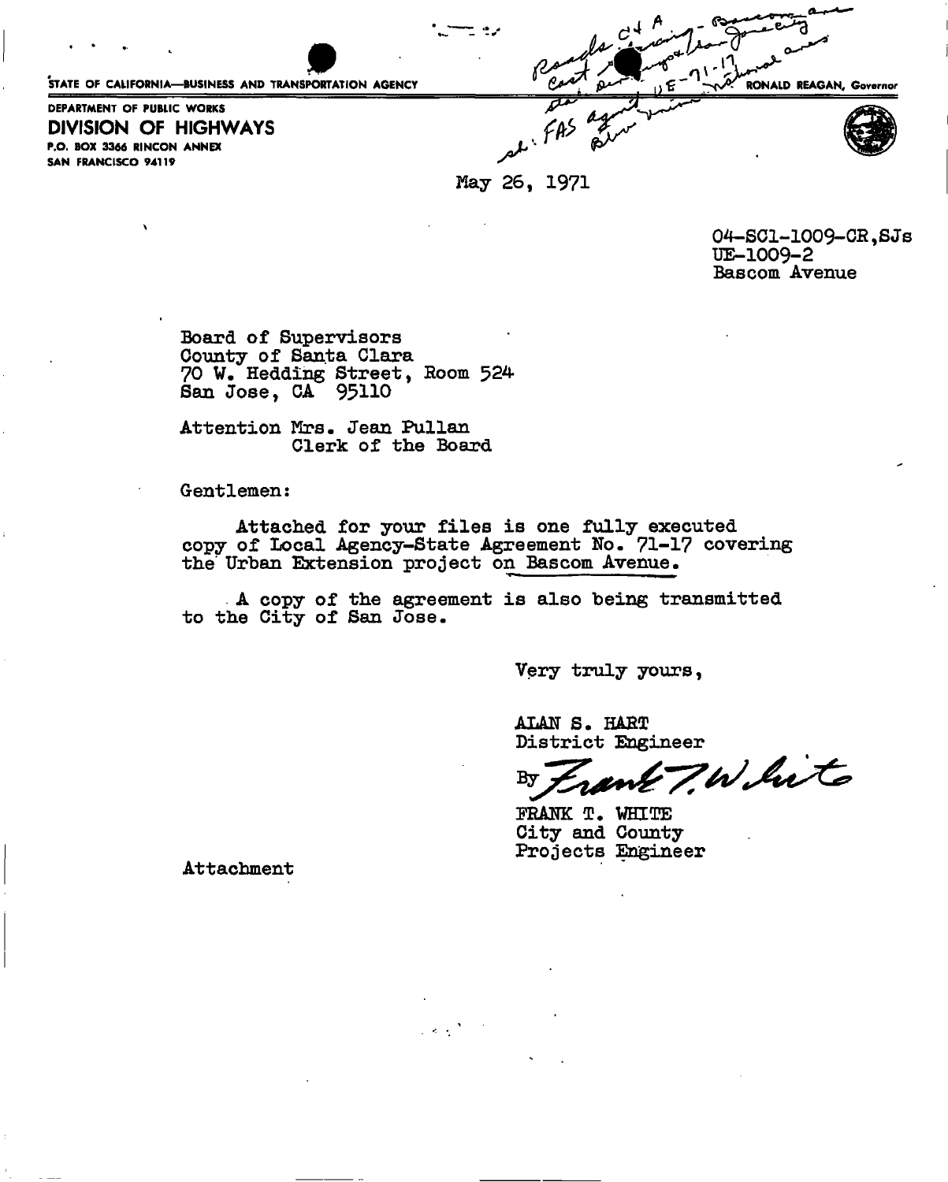STATE OF CALIFORNIA—BUSINESS AND TRANSPORTATION AGENCY

RONALD REAGAN, Governor

DEPARTMENT OF PUBLIC WORKS

**DIVISION OF HIGHWAYS**

P.O. BOX 3366 RINCON ANNEX
SAN FRANCISCO 94119

May 26, 1971

04-SCl-1009-CR,SJs
UE-1009-2
Bascom Avenue

Board of Supervisors
County of Santa Clara
70 W. Hedding Street, Room 524
San Jose, CA 95110

Attention Mrs. Jean Pullan
Clerk of the Board

Gentlemen:

Attached for your files is one fully executed copy of Local Agency-State Agreement No. 71-17 covering the Urban Extension project on Bascom Avenue.

A copy of the agreement is also being transmitted to the City of San Jose.

Very truly yours,

ALAN S. HART
District Engineer

By *Frank T. White*

FRANK T. WHITE
City and County
Projects Engineer

Attachment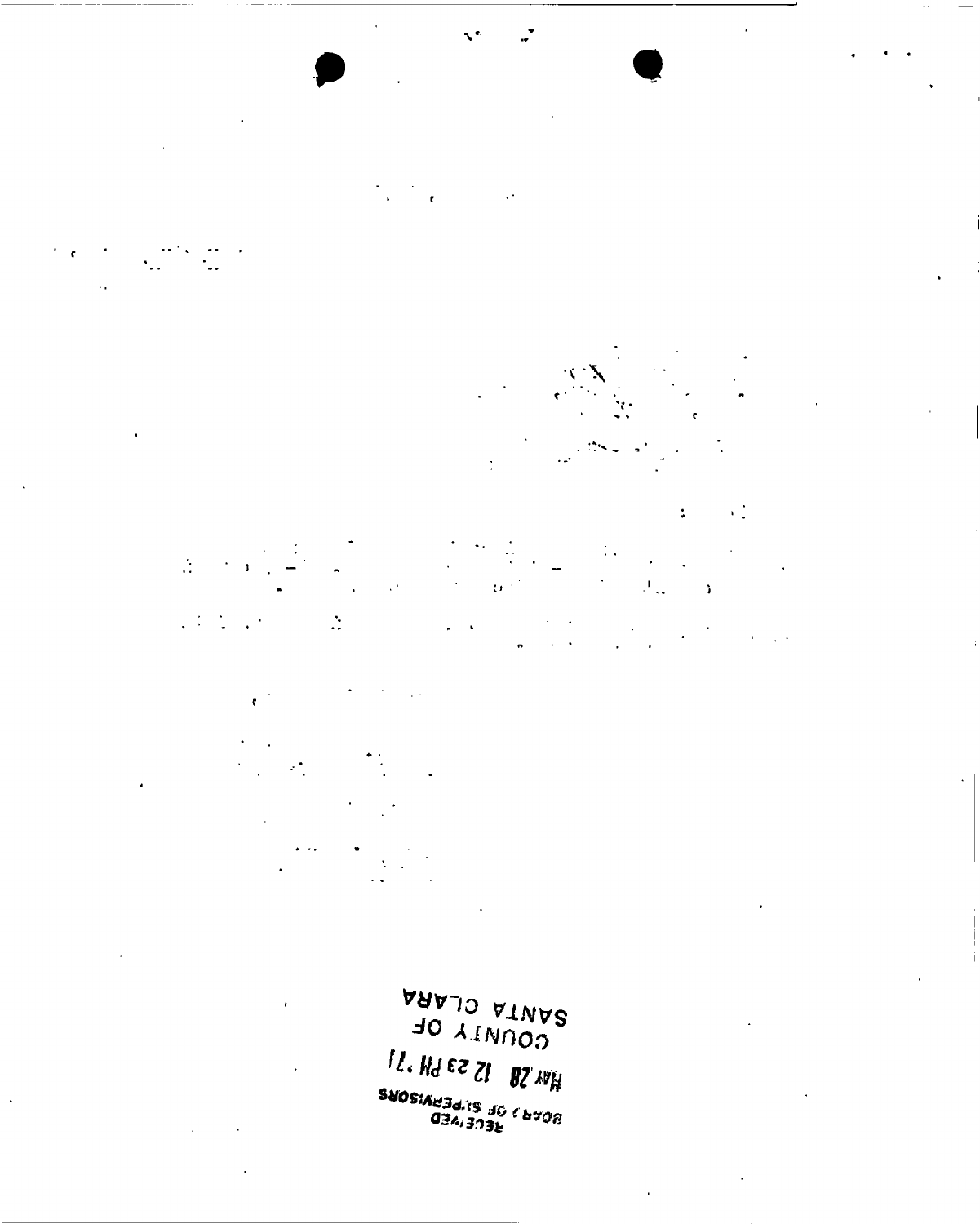RECEIVED
BOARD OF SUPERVISORS

MAY 28 12 23 PM '71

COUNTY OF
SANTA CLARA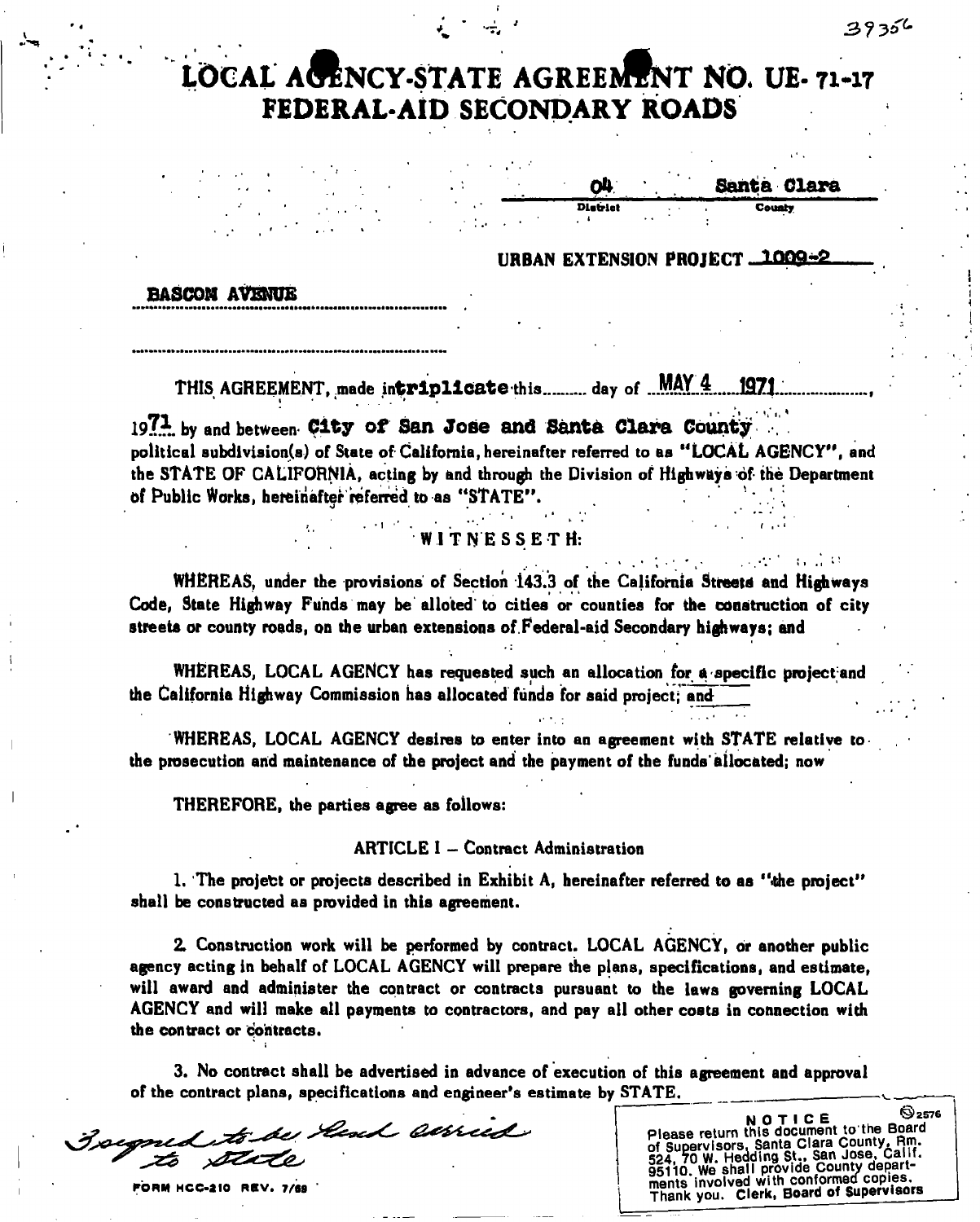39356

# LOCAL AGENCY-STATE AGREEMENT NO. UE- 71-17
## FEDERAL-AID SECONDARY ROADS

| 04 | Santa Clara |
|---|---|
| District | County |

URBAN EXTENSION PROJECT 1009-2

BASCOM AVENUE

THIS AGREEMENT, made in **triplicate** this........ day of MAY 4 1971,

1971 by and between **City of San Jose and Santa Clara County** political subdivision(s) of State of California, hereinafter referred to as "LOCAL AGENCY", and the STATE OF CALIFORNIA, acting by and through the Division of Highways of the Department of Public Works, hereinafter referred to as "STATE".

WITNESSETH:

WHEREAS, under the provisions of Section 143.3 of the California Streets and Highways Code, State Highway Funds may be alloted to cities or counties for the construction of city streets or county roads, on the urban extensions of Federal-aid Secondary highways; and

WHEREAS, LOCAL AGENCY has requested such an allocation for a specific project and the California Highway Commission has allocated funds for said project; and

WHEREAS, LOCAL AGENCY desires to enter into an agreement with STATE relative to the prosecution and maintenance of the project and the payment of the funds allocated; now

THEREFORE, the parties agree as follows:

ARTICLE I – Contract Administration

1. The project or projects described in Exhibit A, hereinafter referred to as "the project" shall be constructed as provided in this agreement.

2. Construction work will be performed by contract. LOCAL AGENCY, or another public agency acting in behalf of LOCAL AGENCY will prepare the plans, specifications, and estimate, will award and administer the contract or contracts pursuant to the laws governing LOCAL AGENCY and will make all payments to contractors, and pay all other costs in connection with the contract or contracts.

3. No contract shall be advertised in advance of execution of this agreement and approval of the contract plans, specifications and engineer's estimate by STATE.

3 signed to be hand carried to State

FORM HCC-210 REV. 7/69

NOTICE
Please return this document to the Board of Supervisors, Santa Clara County, Rm. 524, 70 W. Hedding St., San Jose, Calif. 95110. We shall provide County departments involved with conformed copies. Thank you. Clerk, Board of Supervisors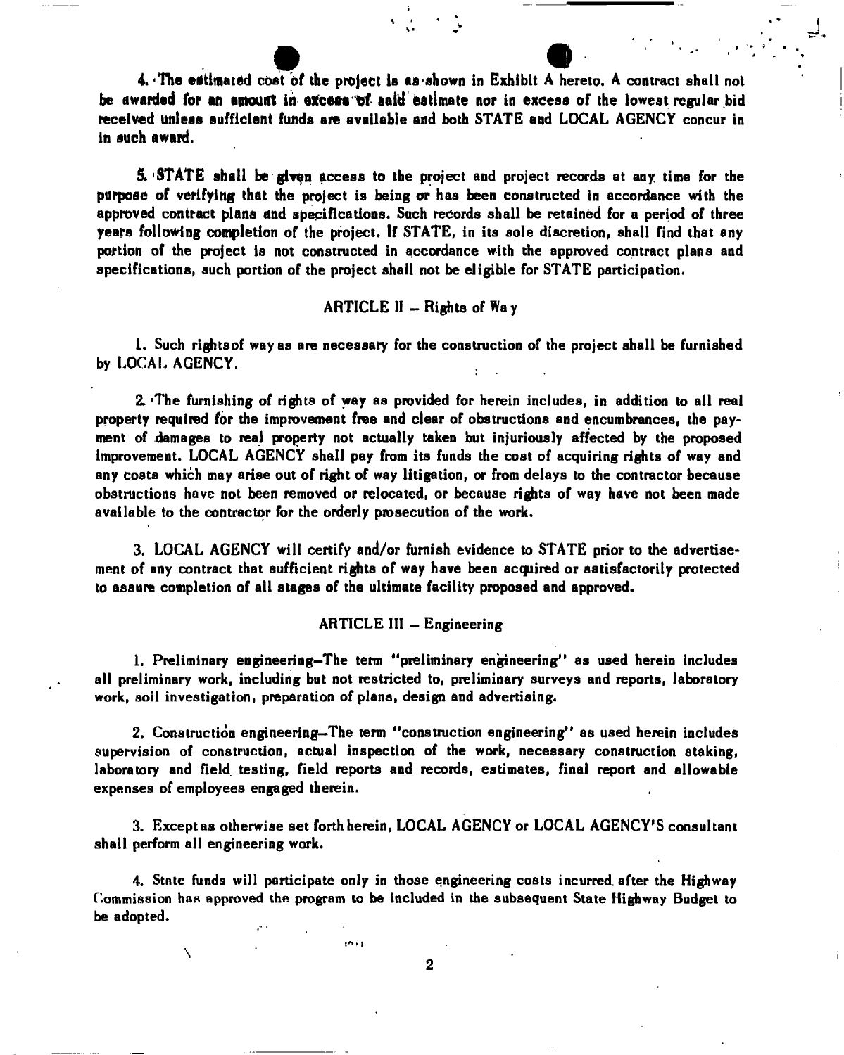4. The estimated cost of the project is as shown in Exhibit A hereto. A contract shall not be awarded for an amount in excess of said estimate nor in excess of the lowest regular bid received unless sufficient funds are available and both STATE and LOCAL AGENCY concur in in such award.

5. STATE shall be given access to the project and project records at any time for the purpose of verifying that the project is being or has been constructed in accordance with the approved contract plans and specifications. Such records shall be retained for a period of three years following completion of the project. If STATE, in its sole discretion, shall find that any portion of the project is not constructed in accordance with the approved contract plans and specifications, such portion of the project shall not be eligible for STATE participation.

## ARTICLE II – Rights of Way

1. Such rightsof way as are necessary for the construction of the project shall be furnished by LOCAL AGENCY.

2. The furnishing of rights of way as provided for herein includes, in addition to all real property required for the improvement free and clear of obstructions and encumbrances, the payment of damages to real property not actually taken but injuriously affected by the proposed improvement. LOCAL AGENCY shall pay from its funds the cost of acquiring rights of way and any costs which may arise out of right of way litigation, or from delays to the contractor because obstructions have not been removed or relocated, or because rights of way have not been made available to the contractor for the orderly prosecution of the work.

3. LOCAL AGENCY will certify and/or furnish evidence to STATE prior to the advertisement of any contract that sufficient rights of way have been acquired or satisfactorily protected to assure completion of all stages of the ultimate facility proposed and approved.

## ARTICLE III – Engineering

1. Preliminary engineering–The term "preliminary engineering" as used herein includes all preliminary work, including but not restricted to, preliminary surveys and reports, laboratory work, soil investigation, preparation of plans, design and advertising.

2. Construction engineering–The term "construction engineering" as used herein includes supervision of construction, actual inspection of the work, necessary construction staking, laboratory and field testing, field reports and records, estimates, final report and allowable expenses of employees engaged therein.

3. Except as otherwise set forth herein, LOCAL AGENCY or LOCAL AGENCY'S consultant shall perform all engineering work.

4. State funds will participate only in those engineering costs incurred after the Highway Commission has approved the program to be included in the subsequent State Highway Budget to be adopted.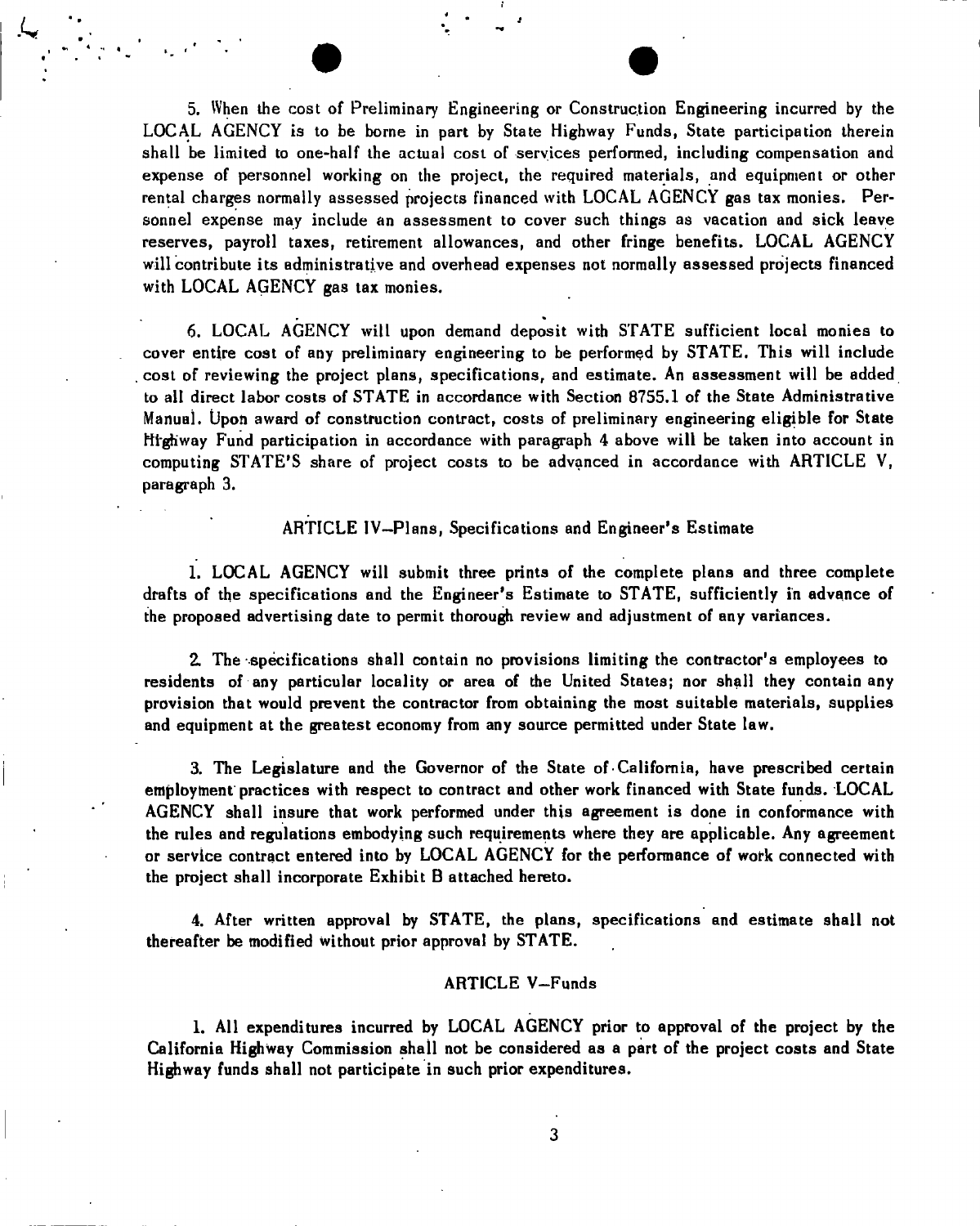5. When the cost of Preliminary Engineering or Construction Engineering incurred by the LOCAL AGENCY is to be borne in part by State Highway Funds, State participation therein shall be limited to one-half the actual cost of services performed, including compensation and expense of personnel working on the project, the required materials, and equipment or other rental charges normally assessed projects financed with LOCAL AGENCY gas tax monies. Personnel expense may include an assessment to cover such things as vacation and sick leave reserves, payroll taxes, retirement allowances, and other fringe benefits. LOCAL AGENCY will contribute its administrative and overhead expenses not normally assessed projects financed with LOCAL AGENCY gas tax monies.

6. LOCAL AGENCY will upon demand deposit with STATE sufficient local monies to cover entire cost of any preliminary engineering to be performed by STATE. This will include cost of reviewing the project plans, specifications, and estimate. An assessment will be added to all direct labor costs of STATE in accordance with Section 8755.1 of the State Administrative Manual. Upon award of construction contract, costs of preliminary engineering eligible for State Highway Fund participation in accordance with paragraph 4 above will be taken into account in computing STATE'S share of project costs to be advanced in accordance with ARTICLE V, paragraph 3.

## ARTICLE IV—Plans, Specifications and Engineer's Estimate

1. LOCAL AGENCY will submit three prints of the complete plans and three complete drafts of the specifications and the Engineer's Estimate to STATE, sufficiently in advance of the proposed advertising date to permit thorough review and adjustment of any variances.

2. The specifications shall contain no provisions limiting the contractor's employees to residents of any particular locality or area of the United States; nor shall they contain any provision that would prevent the contractor from obtaining the most suitable materials, supplies and equipment at the greatest economy from any source permitted under State law.

3. The Legislature and the Governor of the State of California, have prescribed certain employment practices with respect to contract and other work financed with State funds. LOCAL AGENCY shall insure that work performed under this agreement is done in conformance with the rules and regulations embodying such requirements where they are applicable. Any agreement or service contract entered into by LOCAL AGENCY for the performance of work connected with the project shall incorporate Exhibit B attached hereto.

4. After written approval by STATE, the plans, specifications and estimate shall not thereafter be modified without prior approval by STATE.

## ARTICLE V—Funds

1. All expenditures incurred by LOCAL AGENCY prior to approval of the project by the California Highway Commission shall not be considered as a part of the project costs and State Highway funds shall not participate in such prior expenditures.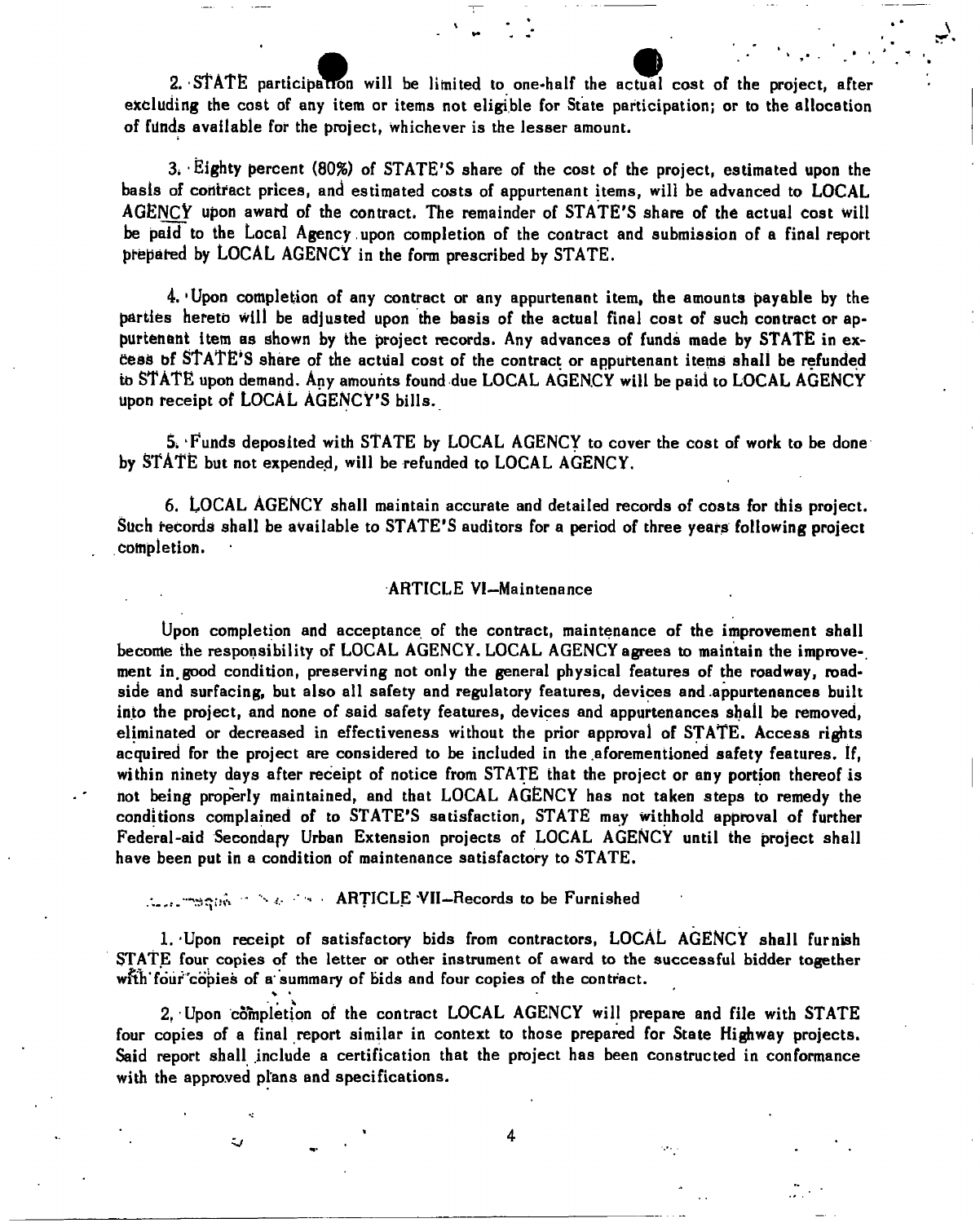2. STATE participation will be limited to one-half the actual cost of the project, after excluding the cost of any item or items not eligible for State participation; or to the allocation of funds available for the project, whichever is the lesser amount.

3. Eighty percent (80%) of STATE'S share of the cost of the project, estimated upon the basis of contract prices, and estimated costs of appurtenant items, will be advanced to LOCAL AGENCY upon award of the contract. The remainder of STATE'S share of the actual cost will be paid to the Local Agency upon completion of the contract and submission of a final report prepared by LOCAL AGENCY in the form prescribed by STATE.

4. Upon completion of any contract or any appurtenant item, the amounts payable by the parties hereto will be adjusted upon the basis of the actual final cost of such contract or appurtenant item as shown by the project records. Any advances of funds made by STATE in excess of STATE'S share of the actual cost of the contract or appurtenant items shall be refunded to STATE upon demand. Any amounts found due LOCAL AGENCY will be paid to LOCAL AGENCY upon receipt of LOCAL AGENCY'S bills.

5. Funds deposited with STATE by LOCAL AGENCY to cover the cost of work to be done by STATE but not expended, will be refunded to LOCAL AGENCY.

6. LOCAL AGENCY shall maintain accurate and detailed records of costs for this project. Such records shall be available to STATE'S auditors for a period of three years following project completion.

## ARTICLE VI—Maintenance

Upon completion and acceptance of the contract, maintenance of the improvement shall become the responsibility of LOCAL AGENCY. LOCAL AGENCY agrees to maintain the improvement in good condition, preserving not only the general physical features of the roadway, roadside and surfacing, but also all safety and regulatory features, devices and appurtenances built into the project, and none of said safety features, devices and appurtenances shall be removed, eliminated or decreased in effectiveness without the prior approval of STATE. Access rights acquired for the project are considered to be included in the aforementioned safety features. If, within ninety days after receipt of notice from STATE that the project or any portion thereof is not being properly maintained, and that LOCAL AGENCY has not taken steps to remedy the conditions complained of to STATE'S satisfaction, STATE may withhold approval of further Federal-aid Secondary Urban Extension projects of LOCAL AGENCY until the project shall have been put in a condition of maintenance satisfactory to STATE.

## ARTICLE VII—Records to be Furnished

1. Upon receipt of satisfactory bids from contractors, LOCAL AGENCY shall furnish STATE four copies of the letter or other instrument of award to the successful bidder together with four copies of a summary of bids and four copies of the contract.

2. Upon completion of the contract LOCAL AGENCY will prepare and file with STATE four copies of a final report similar in context to those prepared for State Highway projects. Said report shall include a certification that the project has been constructed in conformance with the approved plans and specifications.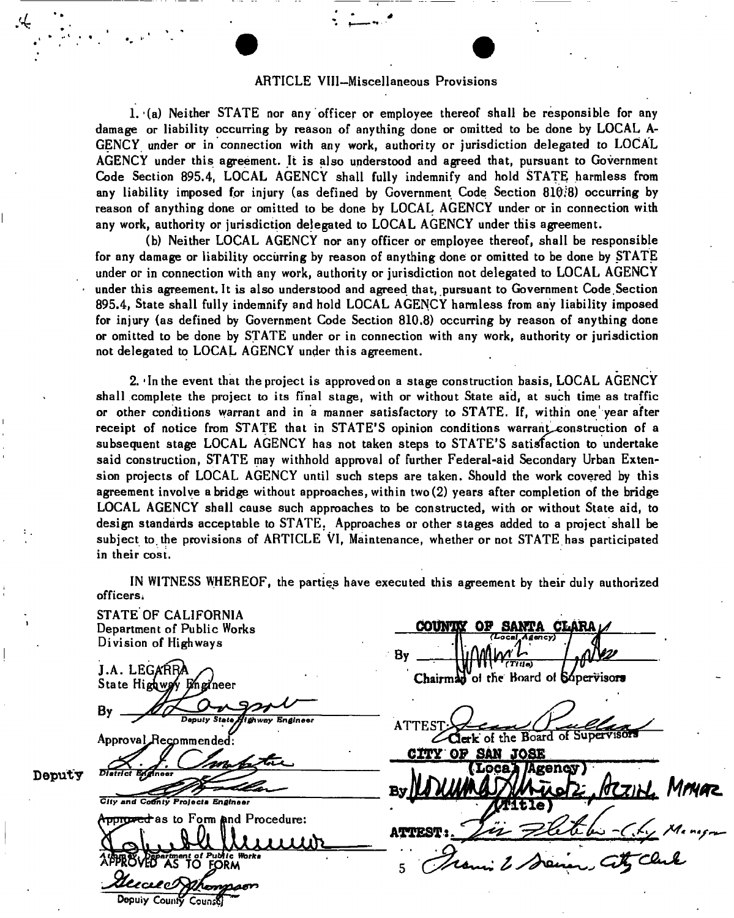## ARTICLE VIII—Miscellaneous Provisions

1. (a) Neither STATE nor any officer or employee thereof shall be responsible for any damage or liability occurring by reason of anything done or omitted to be done by LOCAL AGENCY under or in connection with any work, authority or jurisdiction delegated to LOCAL AGENCY under this agreement. It is also understood and agreed that, pursuant to Government Code Section 895.4, LOCAL AGENCY shall fully indemnify and hold STATE harmless from any liability imposed for injury (as defined by Government Code Section 810.8) occurring by reason of anything done or omitted to be done by LOCAL AGENCY under or in connection with any work, authority or jurisdiction delegated to LOCAL AGENCY under this agreement.

(b) Neither LOCAL AGENCY nor any officer or employee thereof, shall be responsible for any damage or liability occurring by reason of anything done or omitted to be done by STATE under or in connection with any work, authority or jurisdiction not delegated to LOCAL AGENCY under this agreement. It is also understood and agreed that, pursuant to Government Code Section 895.4, State shall fully indemnify and hold LOCAL AGENCY harmless from any liability imposed for injury (as defined by Government Code Section 810.8) occurring by reason of anything done or omitted to be done by STATE under or in connection with any work, authority or jurisdiction not delegated to LOCAL AGENCY under this agreement.

2. In the event that the project is approved on a stage construction basis, LOCAL AGENCY shall complete the project to its final stage, with or without State aid, at such time as traffic or other conditions warrant and in a manner satisfactory to STATE. If, within one year after receipt of notice from STATE that in STATE'S opinion conditions warrant construction of a subsequent stage LOCAL AGENCY has not taken steps to STATE'S satisfaction to undertake said construction, STATE may withhold approval of further Federal-aid Secondary Urban Extension projects of LOCAL AGENCY until such steps are taken. Should the work covered by this agreement involve a bridge without approaches, within two (2) years after completion of the bridge LOCAL AGENCY shall cause such approaches to be constructed, with or without State aid, to design standards acceptable to STATE. Approaches or other stages added to a project shall be subject to the provisions of ARTICLE VI, Maintenance, whether or not STATE has participated in their cost.

IN WITNESS WHEREOF, the parties have executed this agreement by their duly authorized officers.

STATE OF CALIFORNIA
Department of Public Works
Division of Highways

J.A. LEGARRA
State Highway Engineer

By [signature]
Deputy State Highway Engineer

Approval Recommended:

[signature]
Deputy District Engineer

[signature]
City and County Projects Engineer

Approved as to Form and Procedure:

[signature]
Attorney, Department of Public Works

APPROVED AS TO FORM

[signature]
Deputy County Counsel

COUNTY OF SANTA CLARA
(Local Agency)

By [signature]
(Title)
Chairman of the Board of Supervisors

ATTEST: [signature]
Clerk of the Board of Supervisors

CITY OF SAN JOSE
(Local Agency)

By [signature], Acting Mngr
(Title)

ATTEST: [signature] - City Manager

[signature], City Clerk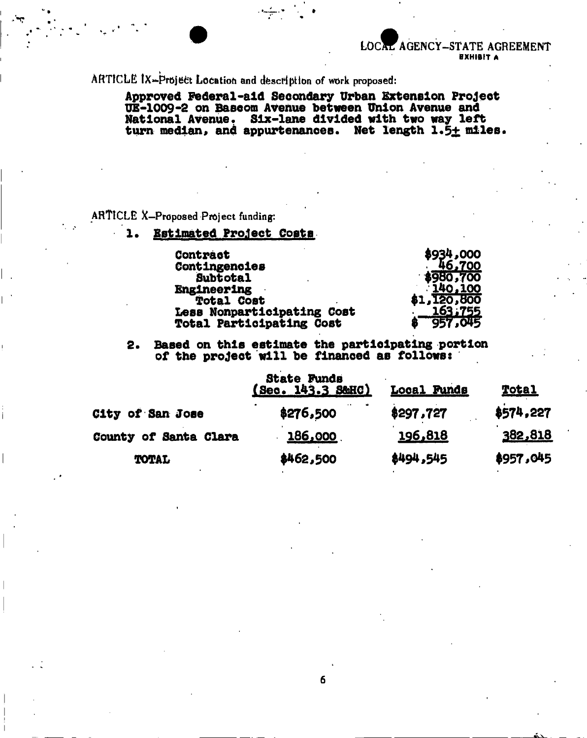LOCAL AGENCY–STATE AGREEMENT
**EXHIBIT A**

ARTICLE IX–Project Location and description of work proposed:

Approved Federal-aid Secondary Urban Extension Project UE-1009-2 on Bascom Avenue between Union Avenue and National Avenue. Six-lane divided with two way left turn median, and appurtenances. Net length 1.5± miles.

ARTICLE X–Proposed Project funding:

1. **Estimated Project Costs**

| | |
|---|---|
| Contract | $934,000 |
| Contingencies | 46,700 |
| Subtotal | $980,700 |
| Engineering | 140,100 |
| Total Cost | $1,120,800 |
| Less Nonparticipating Cost | 163,755 |
| Total Participating Cost | $ 957,045 |

2. Based on this estimate the participating portion of the project will be financed as follows:

| | State Funds (Sec. 143.3 S&HC) | Local Funds | Total |
|---|---|---|---|
| City of San Jose | $276,500 | $297,727 | $574,227 |
| County of Santa Clara | 186,000 | 196,818 | 382,818 |
| TOTAL | $462,500 | $494,545 | $957,045 |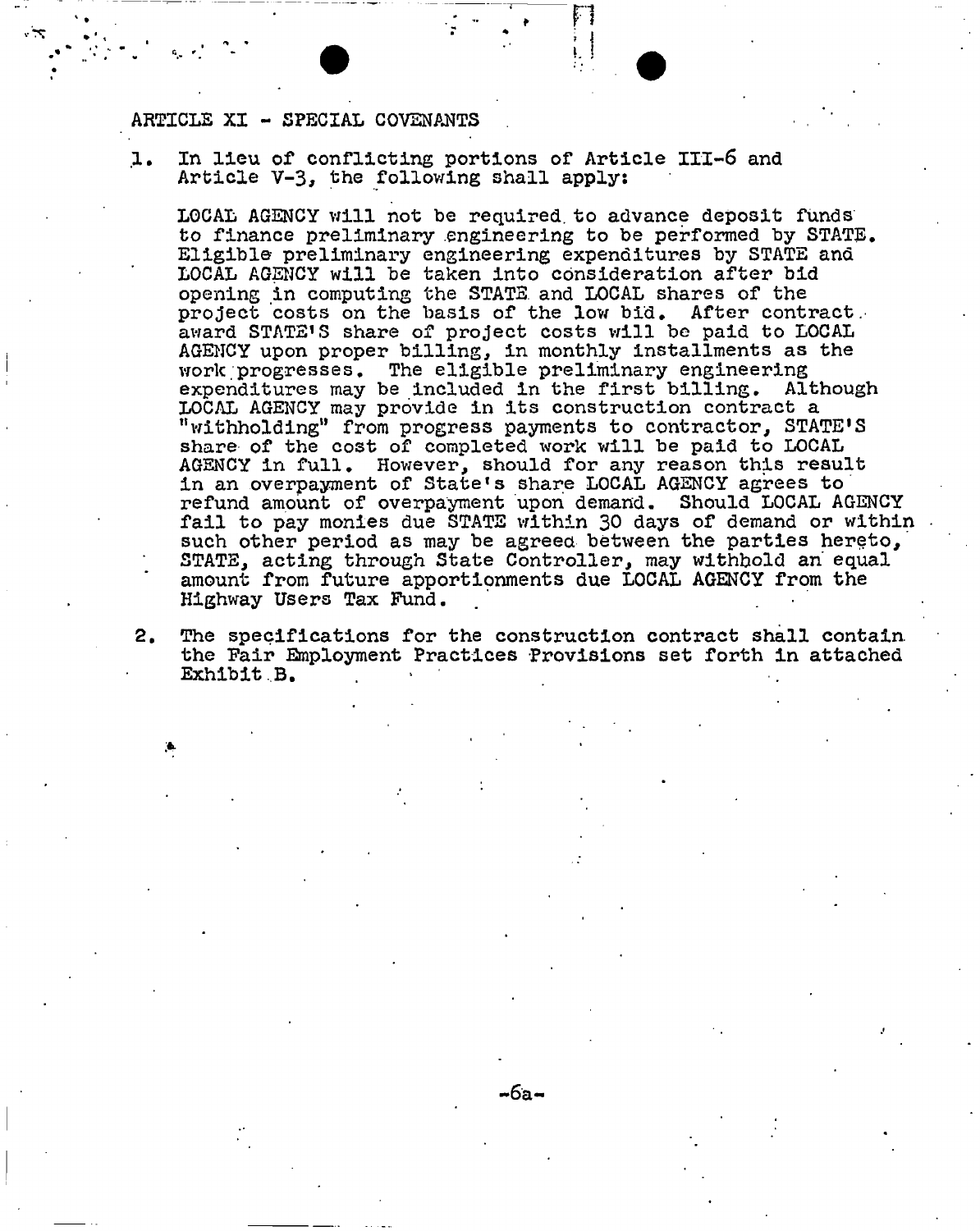## ARTICLE XI - SPECIAL COVENANTS

1. In lieu of conflicting portions of Article III-6 and Article V-3, the following shall apply:

   LOCAL AGENCY will not be required to advance deposit funds to finance preliminary engineering to be performed by STATE. Eligible preliminary engineering expenditures by STATE and LOCAL AGENCY will be taken into consideration after bid opening in computing the STATE and LOCAL shares of the project costs on the basis of the low bid. After contract award STATE'S share of project costs will be paid to LOCAL AGENCY upon proper billing, in monthly installments as the work progresses. The eligible preliminary engineering expenditures may be included in the first billing. Although LOCAL AGENCY may provide in its construction contract a "withholding" from progress payments to contractor, STATE'S share of the cost of completed work will be paid to LOCAL AGENCY in full. However, should for any reason this result in an overpayment of State's share LOCAL AGENCY agrees to refund amount of overpayment upon demand. Should LOCAL AGENCY fail to pay monies due STATE within 30 days of demand or within such other period as may be agreed between the parties hereto, STATE, acting through State Controller, may withhold an equal amount from future apportionments due LOCAL AGENCY from the Highway Users Tax Fund.

2. The specifications for the construction contract shall contain the Fair Employment Practices Provisions set forth in attached Exhibit B.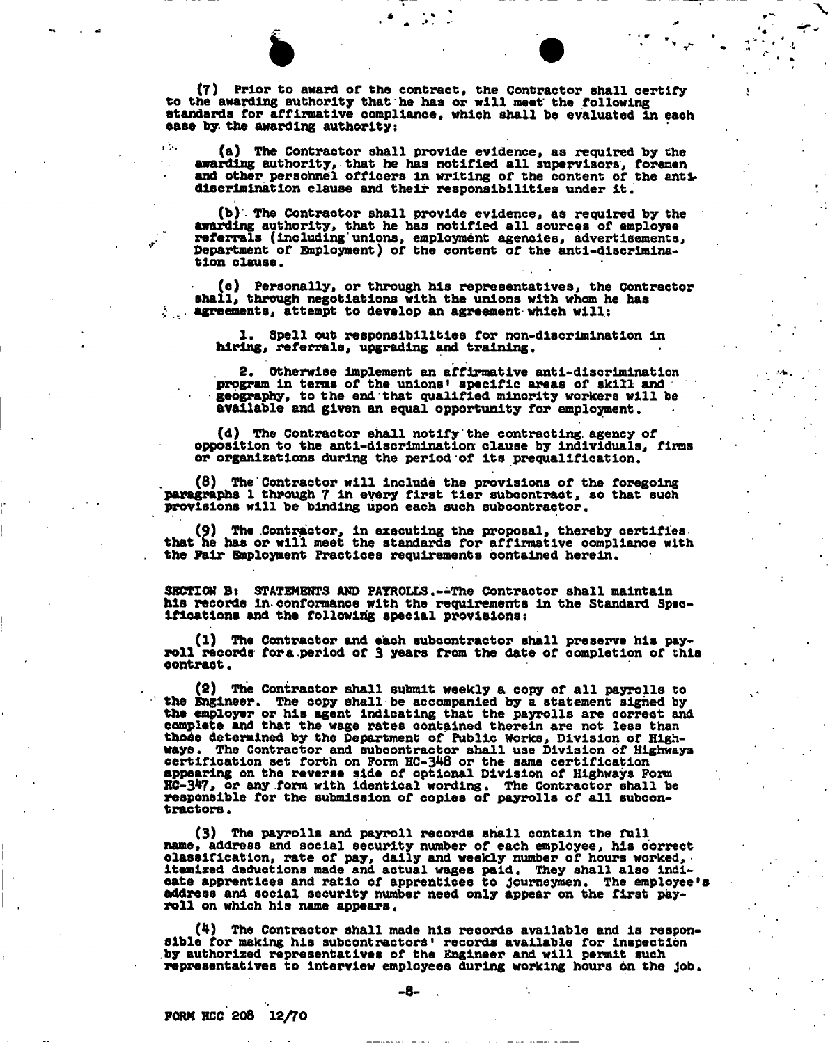(7) Prior to award of the contract, the Contractor shall certify to the awarding authority that he has or will meet the following standards for affirmative compliance, which shall be evaluated in each case by the awarding authority:

(a) The Contractor shall provide evidence, as required by the awarding authority, that he has notified all supervisors, foremen and other personnel officers in writing of the content of the anti-discrimination clause and their responsibilities under it.

(b) The Contractor shall provide evidence, as required by the awarding authority, that he has notified all sources of employee referrals (including unions, employment agencies, advertisements, Department of Employment) of the content of the anti-discrimination clause.

(c) Personally, or through his representatives, the Contractor shall, through negotiations with the unions with whom he has agreements, attempt to develop an agreement which will:

1. Spell out responsibilities for non-discrimination in hiring, referrals, upgrading and training.

2. Otherwise implement an affirmative anti-discrimination program in terms of the unions' specific areas of skill and geography, to the end that qualified minority workers will be available and given an equal opportunity for employment.

(d) The Contractor shall notify the contracting agency of opposition to the anti-discrimination clause by individuals, firms or organizations during the period of its prequalification.

(8) The Contractor will include the provisions of the foregoing paragraphs 1 through 7 in every first tier subcontract, so that such provisions will be binding upon each such subcontractor.

(9) The Contractor, in executing the proposal, thereby certifies that he has or will meet the standards for affirmative compliance with the Fair Employment Practices requirements contained herein.

SECTION B: STATEMENTS AND PAYROLLS.--The Contractor shall maintain his records in conformance with the requirements in the Standard Specifications and the following special provisions:

(1) The Contractor and each subcontractor shall preserve his payroll records for a period of 3 years from the date of completion of this contract.

(2) The Contractor shall submit weekly a copy of all payrolls to the Engineer. The copy shall be accompanied by a statement signed by the employer or his agent indicating that the payrolls are correct and complete and that the wage rates contained therein are not less than those determined by the Department of Public Works, Division of Highways. The Contractor and subcontractor shall use Division of Highways certification set forth on Form HC-348 or the same certification appearing on the reverse side of optional Division of Highways Form HC-347, or any form with identical wording. The Contractor shall be responsible for the submission of copies of payrolls of all subcontractors.

(3) The payrolls and payroll records shall contain the full name, address and social security number of each employee, his correct classification, rate of pay, daily and weekly number of hours worked, itemized deductions made and actual wages paid. They shall also indicate apprentices and ratio of apprentices to journeymen. The employee's address and social security number need only appear on the first payroll on which his name appears.

(4) The Contractor shall made his records available and is responsible for making his subcontractors' records available for inspection by authorized representatives of the Engineer and will permit such representatives to interview employees during working hours on the job.

FORM HCC 208 12/70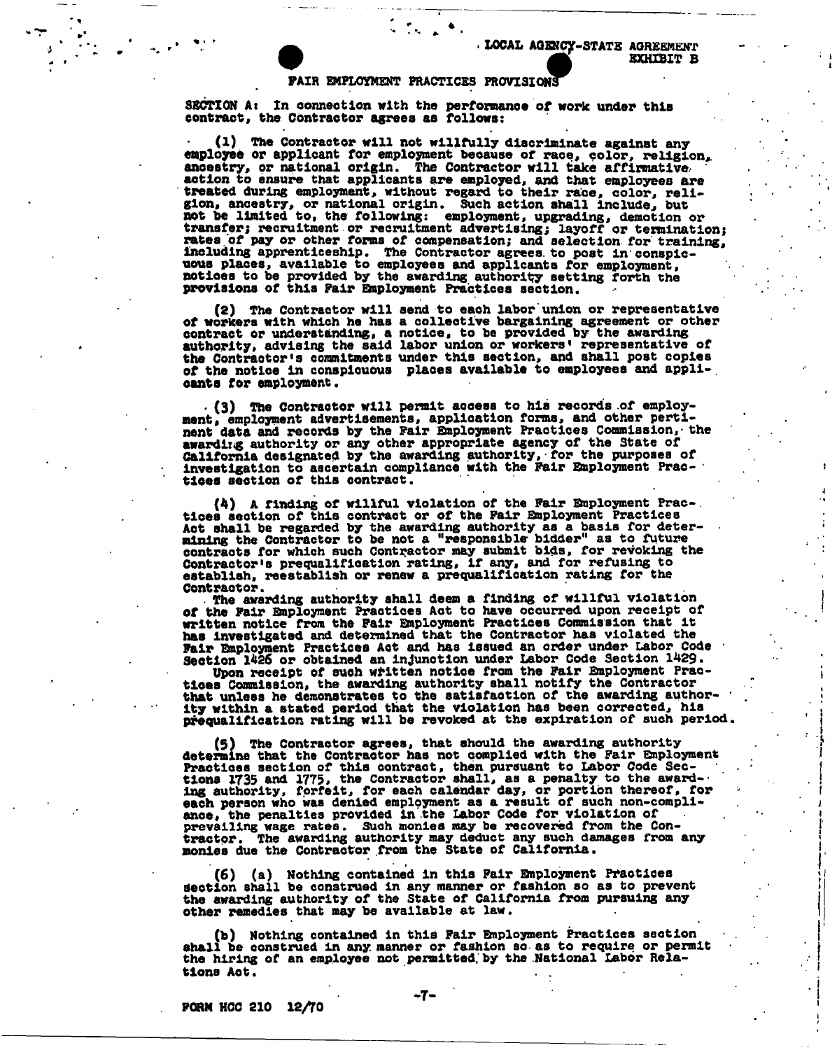LOCAL AGENCY-STATE AGREEMENT
EXHIBIT B

## FAIR EMPLOYMENT PRACTICES PROVISIONS

SECTION A: In connection with the performance of work under this contract, the Contractor agrees as follows:

(1) The Contractor will not willfully discriminate against any employee or applicant for employment because of race, color, religion, ancestry, or national origin. The Contractor will take affirmative action to ensure that applicants are employed, and that employees are treated during employment, without regard to their race, color, religion, ancestry, or national origin. Such action shall include, but not be limited to, the following: employment, upgrading, demotion or transfer; recruitment or recruitment advertising; layoff or termination; rates of pay or other forms of compensation; and selection for training, including apprenticeship. The Contractor agrees to post in conspicuous places, available to employees and applicants for employment, notices to be provided by the awarding authority setting forth the provisions of this Fair Employment Practices section.

(2) The Contractor will send to each labor union or representative of workers with which he has a collective bargaining agreement or other contract or understanding, a notice, to be provided by the awarding authority, advising the said labor union or workers' representative of the Contractor's commitments under this section, and shall post copies of the notice in conspicuous places available to employees and applicants for employment.

(3) The Contractor will permit access to his records of employment, employment advertisements, application forms, and other pertinent data and records by the Fair Employment Practices Commission, the awarding authority or any other appropriate agency of the State of California designated by the awarding authority, for the purposes of investigation to ascertain compliance with the Fair Employment Practices section of this contract.

(4) A finding of willful violation of the Fair Employment Practices section of this contract or of the Fair Employment Practices Act shall be regarded by the awarding authority as a basis for determining the Contractor to be not a "responsible bidder" as to future contracts for which such Contractor may submit bids, for revoking the Contractor's prequalification rating, if any, and for refusing to establish, reestablish or renew a prequalification rating for the Contractor.

The awarding authority shall deem a finding of willful violation of the Fair Employment Practices Act to have occurred upon receipt of written notice from the Fair Employment Practices Commission that it has investigated and determined that the Contractor has violated the Fair Employment Practices Act and has issued an order under Labor Code Section 1426 or obtained an injunction under Labor Code Section 1429.

Upon receipt of such written notice from the Fair Employment Practices Commission, the awarding authority shall notify the Contractor that unless he demonstrates to the satisfaction of the awarding authority within a stated period that the violation has been corrected, his prequalification rating will be revoked at the expiration of such period.

(5) The Contractor agrees, that should the awarding authority determine that the Contractor has not complied with the Fair Employment Practices section of this contract, then pursuant to Labor Code Sections 1735 and 1775, the Contractor shall, as a penalty to the awarding authority, forfeit, for each calendar day, or portion thereof, for each person who was denied employment as a result of such non-compliance, the penalties provided in the Labor Code for violation of prevailing wage rates. Such monies may be recovered from the Contractor. The awarding authority may deduct any such damages from any monies due the Contractor from the State of California.

(6) (a) Nothing contained in this Fair Employment Practices section shall be construed in any manner or fashion so as to prevent the awarding authority of the State of California from pursuing any other remedies that may be available at law.

(b) Nothing contained in this Fair Employment Practices section shall be construed in any manner or fashion so as to require or permit the hiring of an employee not permitted by the National Labor Relations Act.

FORM HCC 210 12/70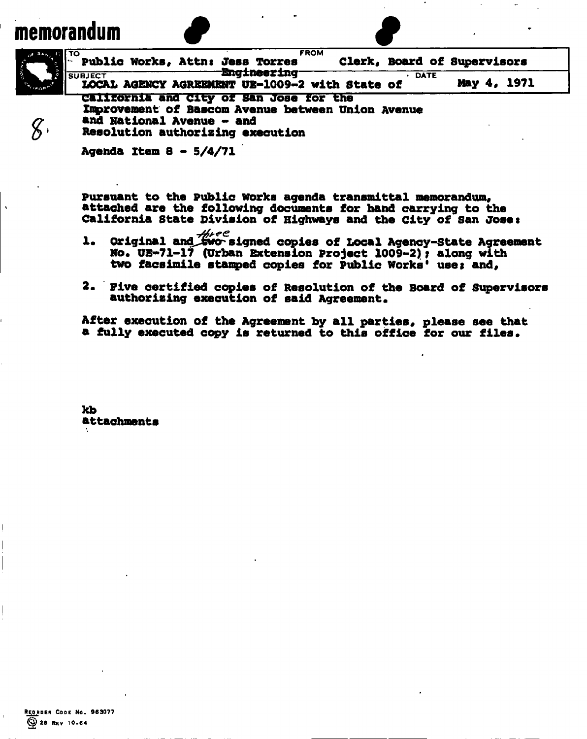# memorandum

| TO | FROM |
|---|---|
| Public Works, Attn: Jess Torres Engineering | Clerk, Board of Supervisors |

| SUBJECT | DATE |
|---|---|
| LOCAL AGENCY AGREEMENT UE-1009-2 with State of California and City of San Jose for the Improvement of Bascom Avenue between Union Avenue and National Avenue - and Resolution authorizing execution | May 4, 1971 |

8.

Agenda Item 8 - 5/4/71

Pursuant to the Public Works agenda transmittal memorandum, attached are the following documents for hand carrying to the California State Division of Highways and the City of San Jose:

1. Original and ~~two~~ three signed copies of Local Agency-State Agreement No. UE-71-17 (Urban Extension Project 1009-2); along with two facsimile stamped copies for Public Works' use; and,

2. Five certified copies of Resolution of the Board of Supervisors authorizing execution of said Agreement.

After execution of the Agreement by all parties, please see that a fully executed copy is returned to this office for our files.

kb
attachments

REORDER CODE No. 963077
26 REV 10-64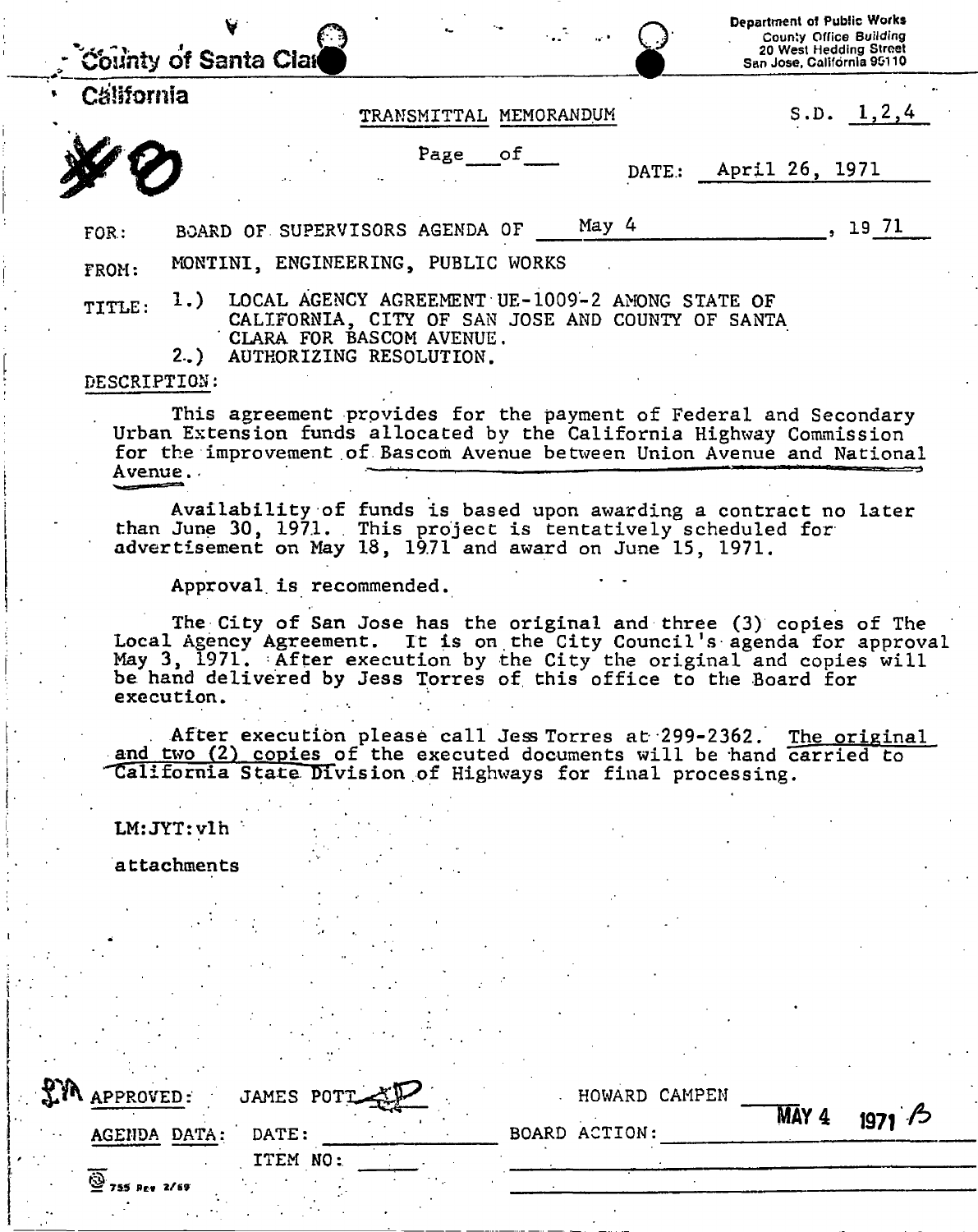County of Santa Clara
California

Department of Public Works
County Office Building
20 West Hedding Street
San Jose, California 95110

#8

TRANSMITTAL MEMORANDUM

S.D. 1,2,4

Page \_\_\_ of \_\_\_

DATE: April 26, 1971

FOR: BOARD OF SUPERVISORS AGENDA OF May 4, 19 71

FROM: MONTINI, ENGINEERING, PUBLIC WORKS

TITLE: 1.) LOCAL AGENCY AGREEMENT UE-1009-2 AMONG STATE OF CALIFORNIA, CITY OF SAN JOSE AND COUNTY OF SANTA CLARA FOR BASCOM AVENUE.
2.) AUTHORIZING RESOLUTION.

DESCRIPTION:

This agreement provides for the payment of Federal and Secondary Urban Extension funds allocated by the California Highway Commission for the improvement of Bascom Avenue between Union Avenue and National Avenue.

Availability of funds is based upon awarding a contract no later than June 30, 1971. This project is tentatively scheduled for advertisement on May 18, 1971 and award on June 15, 1971.

Approval is recommended.

The City of San Jose has the original and three (3) copies of The Local Agency Agreement. It is on the City Council's agenda for approval May 3, 1971. After execution by the City the original and copies will be hand delivered by Jess Torres of this office to the Board for execution.

After execution please call Jess Torres at 299-2362. The original and two (2) copies of the executed documents will be hand carried to California State Division of Highways for final processing.

LM:JYT:vlh

attachments

APPROVED: JAMES POTT HOWARD CAMPEN

AGENDA DATA: DATE: \_\_\_\_\_ BOARD ACTION: MAY 4 1971 B

ITEM NO: \_\_\_\_\_

755 Rev 2/69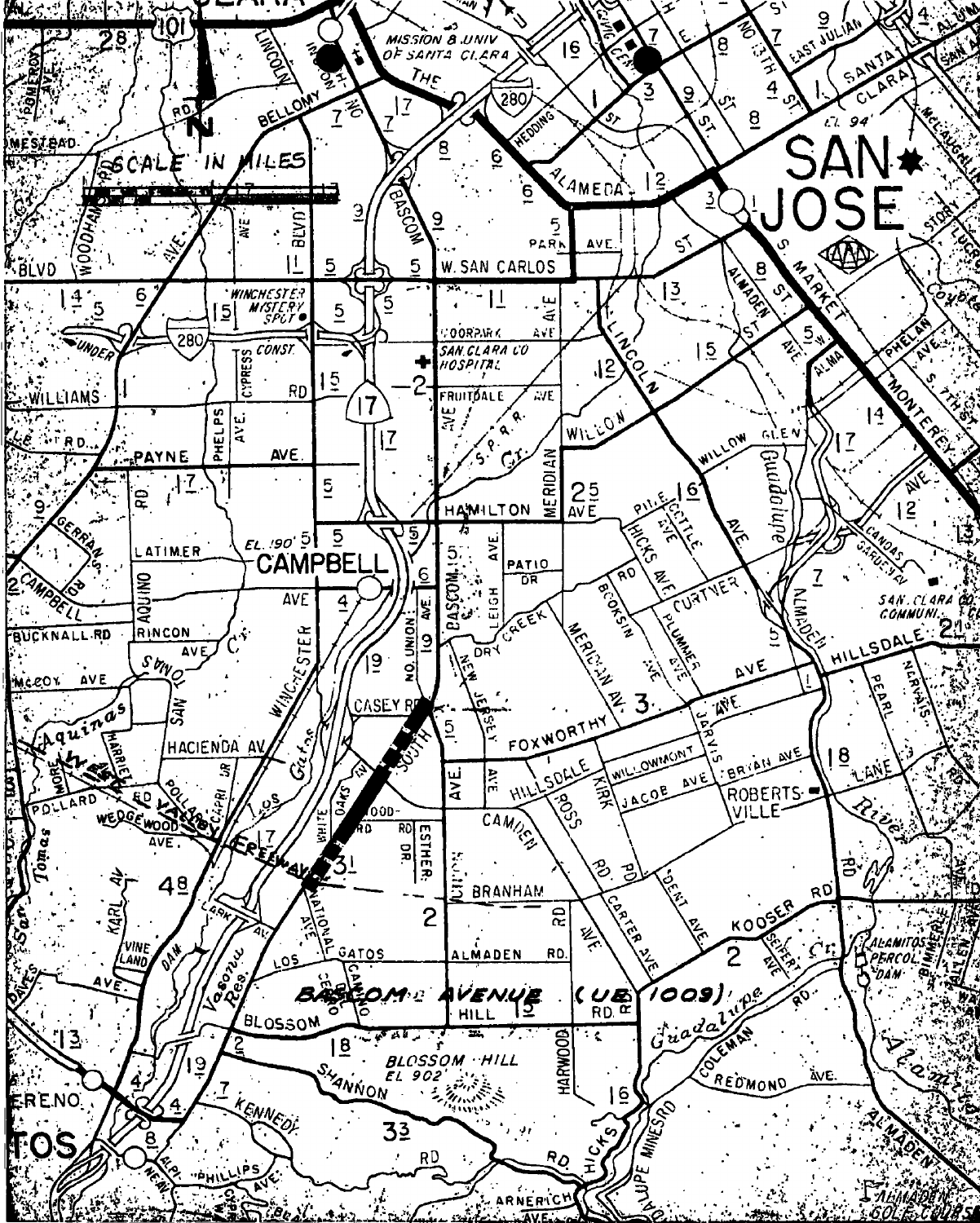BASCOM AVENUE (UE 1009)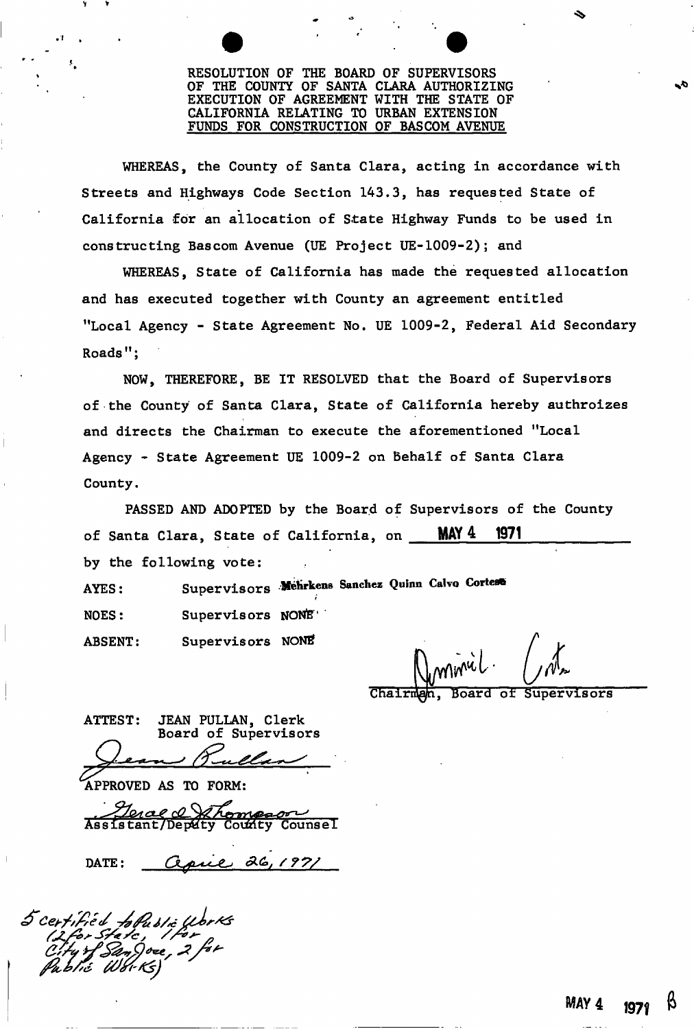RESOLUTION OF THE BOARD OF SUPERVISORS OF THE COUNTY OF SANTA CLARA AUTHORIZING EXECUTION OF AGREEMENT WITH THE STATE OF CALIFORNIA RELATING TO URBAN EXTENSION FUNDS FOR CONSTRUCTION OF BASCOM AVENUE

WHEREAS, the County of Santa Clara, acting in accordance with Streets and Highways Code Section 143.3, has requested State of California for an allocation of State Highway Funds to be used in constructing Bascom Avenue (UE Project UE-1009-2); and

WHEREAS, State of California has made the requested allocation and has executed together with County an agreement entitled "Local Agency - State Agreement No. UE 1009-2, Federal Aid Secondary Roads";

NOW, THEREFORE, BE IT RESOLVED that the Board of Supervisors of the County of Santa Clara, State of California hereby authroizes and directs the Chairman to execute the aforementioned "Local Agency - State Agreement UE 1009-2 on behalf of Santa Clara County.

PASSED AND ADOPTED by the Board of Supervisors of the County of Santa Clara, State of California, on MAY 4 1971 by the following vote:

AYES: Supervisors Mehrkens Sanchez Quinn Calvo Cortese

NOES: Supervisors NONE

ABSENT: Supervisors NONE

Dominic L. Cortese
Chairman, Board of Supervisors

ATTEST: JEAN PULLAN, Clerk
Board of Supervisors

Jean Pullan

APPROVED AS TO FORM:

Gerald D. Thompson
Assistant/Deputy County Counsel

DATE: April 26, 1971

5 certified to Public Works (2 for State, 1 for City of San Jose, 2 for Public Works)

MAY 4 1971 8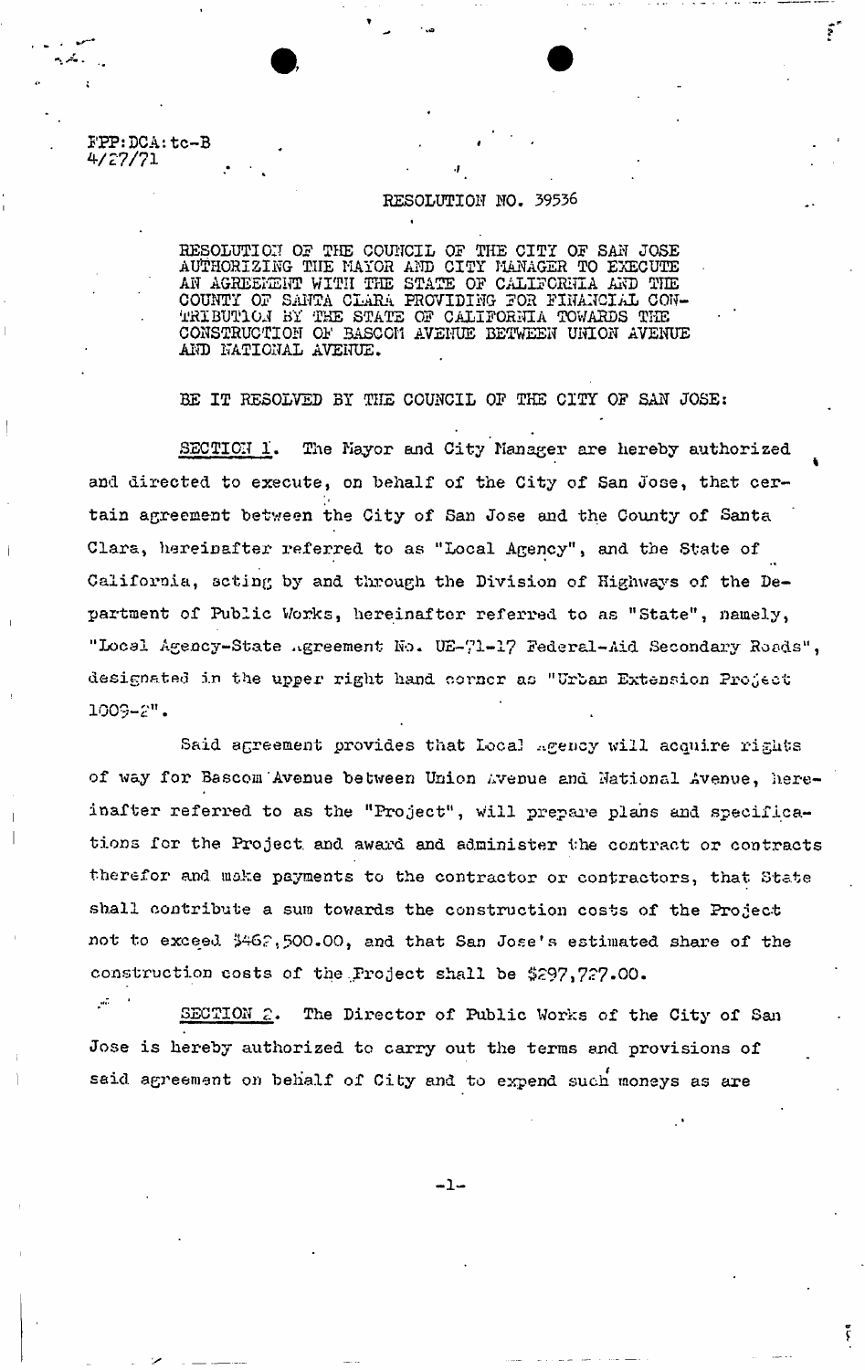FPP:DCA:tc-B
4/27/71

RESOLUTION NO. 39536

RESOLUTION OF THE COUNCIL OF THE CITY OF SAN JOSE AUTHORIZING THE MAYOR AND CITY MANAGER TO EXECUTE AN AGREEMENT WITH THE STATE OF CALIFORNIA AND THE COUNTY OF SANTA CLARA PROVIDING FOR FINANCIAL CONTRIBUTION BY THE STATE OF CALIFORNIA TOWARDS THE CONSTRUCTION OF BASCOM AVENUE BETWEEN UNION AVENUE AND NATIONAL AVENUE.

BE IT RESOLVED BY THE COUNCIL OF THE CITY OF SAN JOSE:

SECTION 1. The Mayor and City Manager are hereby authorized and directed to execute, on behalf of the City of San Jose, that certain agreement between the City of San Jose and the County of Santa Clara, hereinafter referred to as "Local Agency", and the State of California, acting by and through the Division of Highways of the Department of Public Works, hereinafter referred to as "State", namely, "Local Agency-State Agreement No. UE-71-17 Federal-Aid Secondary Roads", designated in the upper right hand corner as "Urban Extension Project 1009-2".

Said agreement provides that Local Agency will acquire rights of way for Bascom Avenue between Union Avenue and National Avenue, hereinafter referred to as the "Project", will prepare plans and specifications for the Project and award and administer the contract or contracts therefor and make payments to the contractor or contractors, that State shall contribute a sum towards the construction costs of the Project not to exceed $462,500.00, and that San Jose's estimated share of the construction costs of the Project shall be $297,727.00.

SECTION 2. The Director of Public Works of the City of San Jose is hereby authorized to carry out the terms and provisions of said agreement on behalf of City and to expend such moneys as are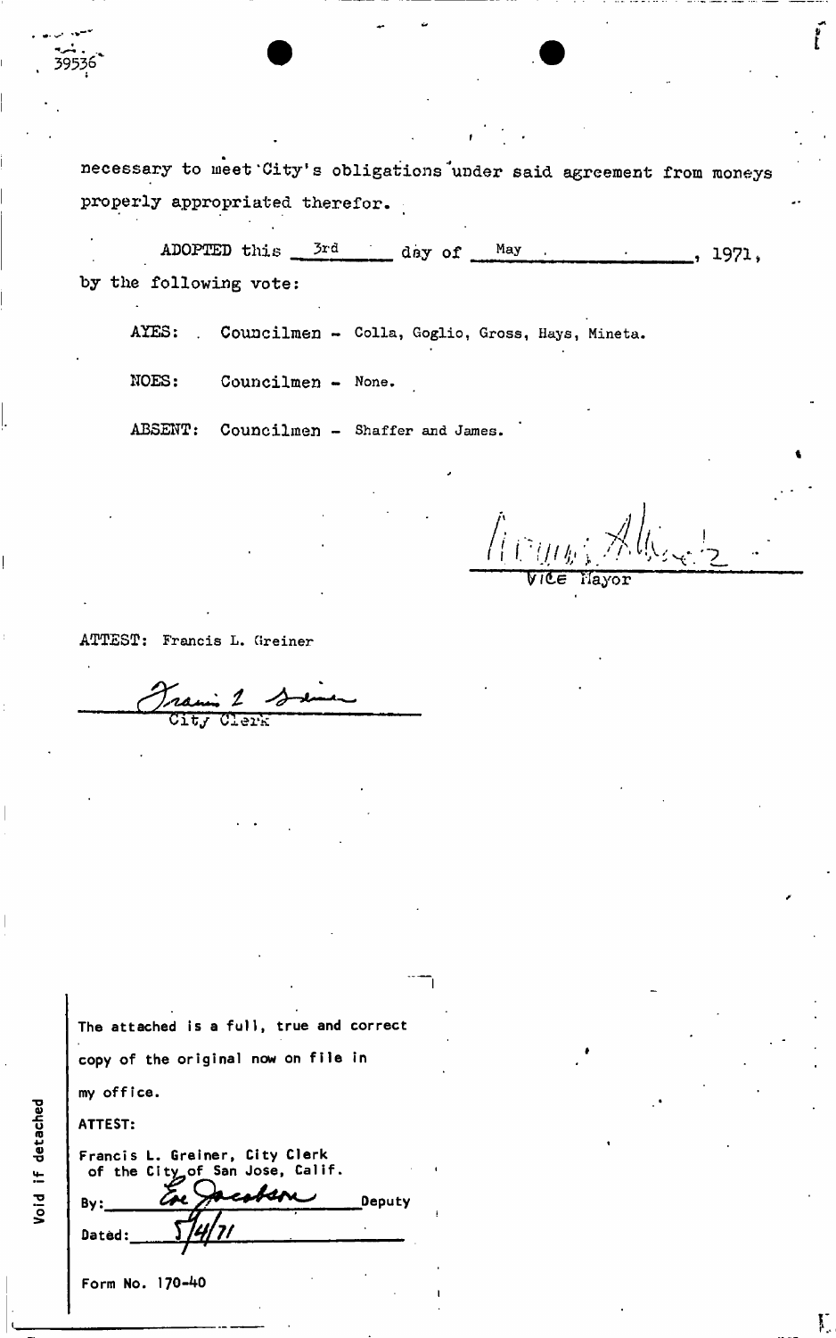39536

necessary to meet City's obligations under said agreement from moneys properly appropriated therefor.

ADOPTED this 3rd day of May, 1971, by the following vote:

AYES: Councilmen - Colla, Goglio, Gross, Hays, Mineta.

NOES: Councilmen - None.

ABSENT: Councilmen - Shaffer and James.

Vice Mayor

ATTEST: Francis L. Greiner

City Clerk

The attached is a full, true and correct copy of the original now on file in my office.

ATTEST:

Francis L. Greiner, City Clerk of the City of San Jose, Calif.

By: ______________________ Deputy

Dated: 5/4/71

Form No. 170-40

Void if detached